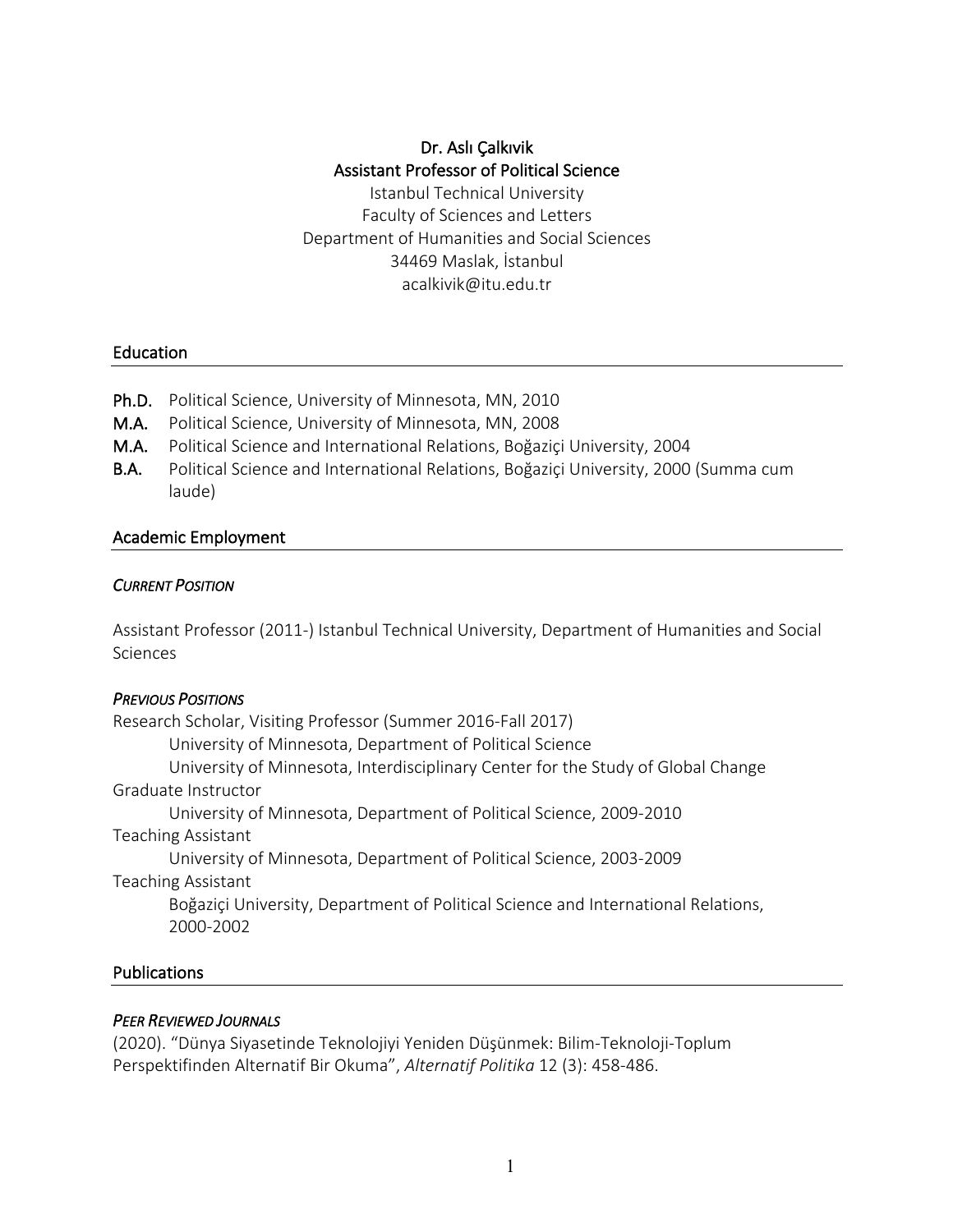# Dr. Aslı Çalkıvik

**Assistant Professor of Political Science**

Istanbul Technical University
Faculty of Sciences and Letters
Department of Humanities and Social Sciences
34469 Maslak, İstanbul
acalkivik@itu.edu.tr

## Education

**Ph.D.** Political Science, University of Minnesota, MN, 2010
**M.A.** Political Science, University of Minnesota, MN, 2008
**M.A.** Political Science and International Relations, Boğaziçi University, 2004
**B.A.** Political Science and International Relations, Boğaziçi University, 2000 (Summa cum laude)

## Academic Employment

### *Current Position*

Assistant Professor (2011-) Istanbul Technical University, Department of Humanities and Social Sciences

### *Previous Positions*

Research Scholar, Visiting Professor (Summer 2016-Fall 2017)
University of Minnesota, Department of Political Science
University of Minnesota, Interdisciplinary Center for the Study of Global Change

Graduate Instructor
University of Minnesota, Department of Political Science, 2009-2010

Teaching Assistant
University of Minnesota, Department of Political Science, 2003-2009

Teaching Assistant
Boğaziçi University, Department of Political Science and International Relations, 2000-2002

## Publications

### *Peer Reviewed Journals*

(2020). "Dünya Siyasetinde Teknolojiyi Yeniden Düşünmek: Bilim-Teknoloji-Toplum Perspektifinden Alternatif Bir Okuma", *Alternatif Politika* 12 (3): 458-486.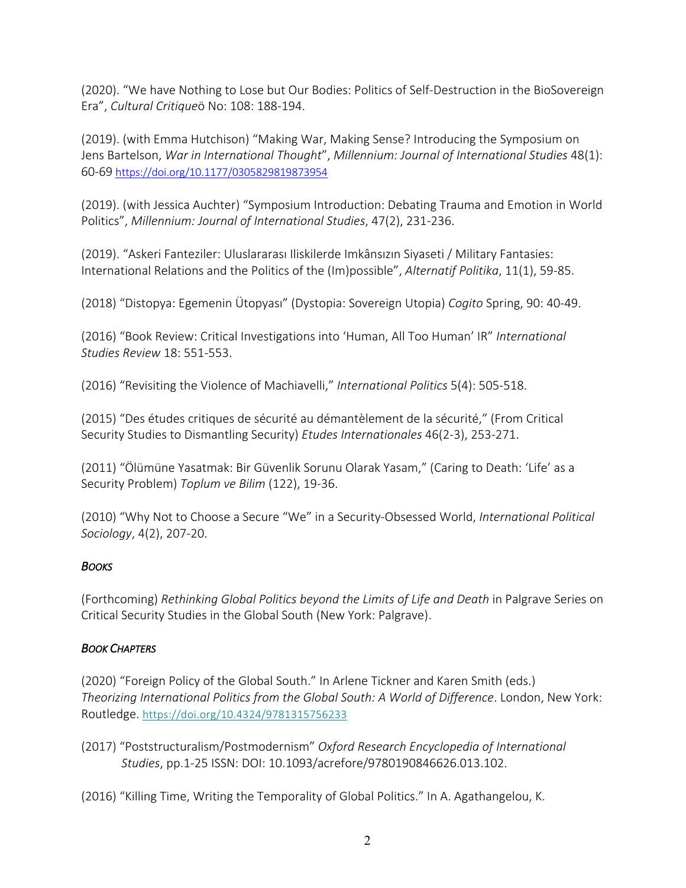(2020). "We have Nothing to Lose but Our Bodies: Politics of Self-Destruction in the BioSovereign Era", *Cultural Critique*ö No: 108: 188-194.

(2019). (with Emma Hutchison) "Making War, Making Sense? Introducing the Symposium on Jens Bartelson, *War in International Thought*", *Millennium: Journal of International Studies* 48(1): 60-69 https://doi.org/10.1177/0305829819873954

(2019). (with Jessica Auchter) "Symposium Introduction: Debating Trauma and Emotion in World Politics", *Millennium: Journal of International Studies*, 47(2), 231-236.

(2019). "Askeri Fanteziler: Uluslararası Iliskilerde Imkânsızın Siyaseti / Military Fantasies: International Relations and the Politics of the (Im)possible", *Alternatif Politika*, 11(1), 59-85.

(2018) "Distopya: Egemenin Ütopyası" (Dystopia: Sovereign Utopia) *Cogito* Spring, 90: 40-49.

(2016) "Book Review: Critical Investigations into 'Human, All Too Human' IR" *International Studies Review* 18: 551-553.

(2016) "Revisiting the Violence of Machiavelli," *International Politics* 5(4): 505-518.

(2015) "Des études critiques de sécurité au démantèlement de la sécurité," (From Critical Security Studies to Dismantling Security) *Etudes Internationales* 46(2-3), 253-271.

(2011) "Ölümüne Yasatmak: Bir Güvenlik Sorunu Olarak Yasam," (Caring to Death: 'Life' as a Security Problem) *Toplum ve Bilim* (122), 19-36.

(2010) "Why Not to Choose a Secure "We" in a Security-Obsessed World, *International Political Sociology*, 4(2), 207-20.

### *BOOKS*

(Forthcoming) *Rethinking Global Politics beyond the Limits of Life and Death* in Palgrave Series on Critical Security Studies in the Global South (New York: Palgrave).

### *BOOK CHAPTERS*

(2020) "Foreign Policy of the Global South." In Arlene Tickner and Karen Smith (eds.) *Theorizing International Politics from the Global South: A World of Difference*. London, New York: Routledge. https://doi.org/10.4324/9781315756233

(2017) "Poststructuralism/Postmodernism" *Oxford Research Encyclopedia of International Studies*, pp.1-25 ISSN: DOI: 10.1093/acrefore/9780190846626.013.102.

(2016) "Killing Time, Writing the Temporality of Global Politics." In A. Agathangelou, K.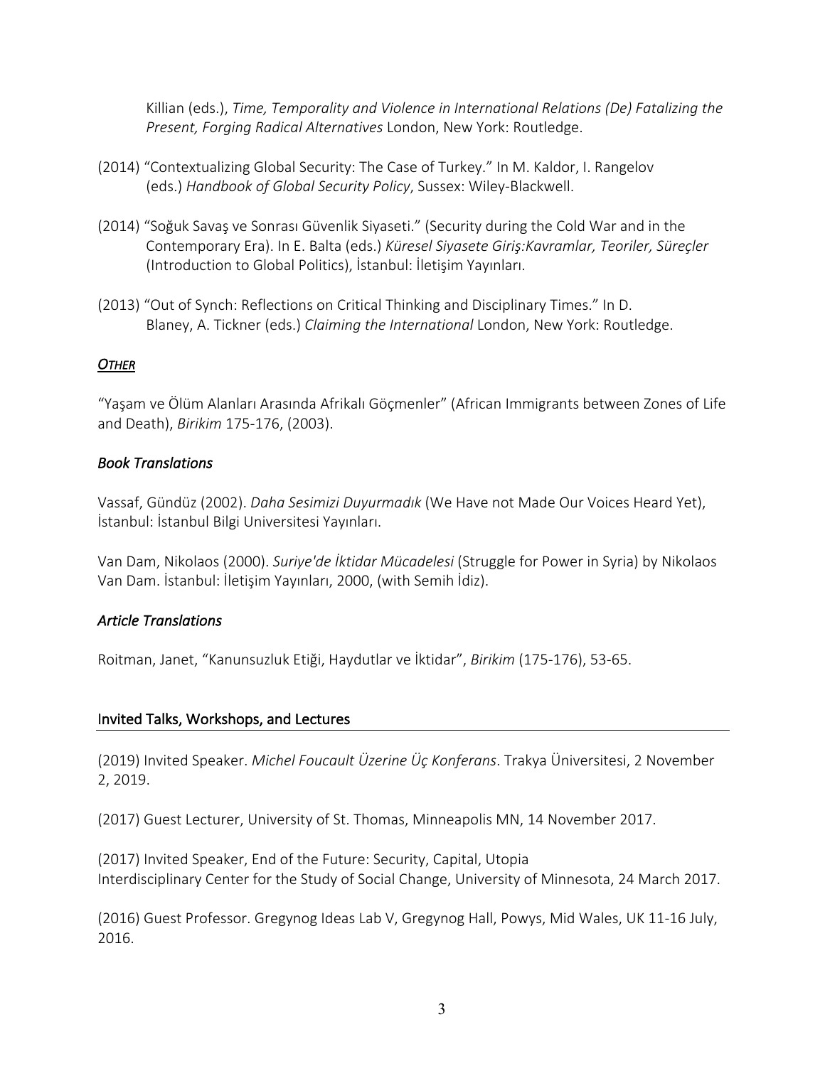Killian (eds.), *Time, Temporality and Violence in International Relations (De) Fatalizing the Present, Forging Radical Alternatives* London, New York: Routledge.

(2014) "Contextualizing Global Security: The Case of Turkey." In M. Kaldor, I. Rangelov (eds.) *Handbook of Global Security Policy*, Sussex: Wiley-Blackwell.

(2014) "Soğuk Savaş ve Sonrası Güvenlik Siyaseti." (Security during the Cold War and in the Contemporary Era). In E. Balta (eds.) *Küresel Siyasete Giriş:Kavramlar, Teoriler, Süreçler* (Introduction to Global Politics), İstanbul: İletişim Yayınları.

(2013) "Out of Synch: Reflections on Critical Thinking and Disciplinary Times." In D. Blaney, A. Tickner (eds.) *Claiming the International* London, New York: Routledge.

### *OTHER*

"Yaşam ve Ölüm Alanları Arasında Afrikalı Göçmenler" (African Immigrants between Zones of Life and Death), *Birikim* 175-176, (2003).

### *Book Translations*

Vassaf, Gündüz (2002). *Daha Sesimizi Duyurmadık* (We Have not Made Our Voices Heard Yet), İstanbul: İstanbul Bilgi Universitesi Yayınları.

Van Dam, Nikolaos (2000). *Suriye'de İktidar Mücadelesi* (Struggle for Power in Syria) by Nikolaos Van Dam. İstanbul: İletişim Yayınları, 2000, (with Semih İdiz).

### *Article Translations*

Roitman, Janet, "Kanunsuzluk Etiği, Haydutlar ve İktidar", *Birikim* (175-176), 53-65.

## Invited Talks, Workshops, and Lectures

(2019) Invited Speaker. *Michel Foucault Üzerine Üç Konferans*. Trakya Üniversitesi, 2 November 2, 2019.

(2017) Guest Lecturer, University of St. Thomas, Minneapolis MN, 14 November 2017.

(2017) Invited Speaker, End of the Future: Security, Capital, Utopia
Interdisciplinary Center for the Study of Social Change, University of Minnesota, 24 March 2017.

(2016) Guest Professor. Gregynog Ideas Lab V, Gregynog Hall, Powys, Mid Wales, UK 11-16 July, 2016.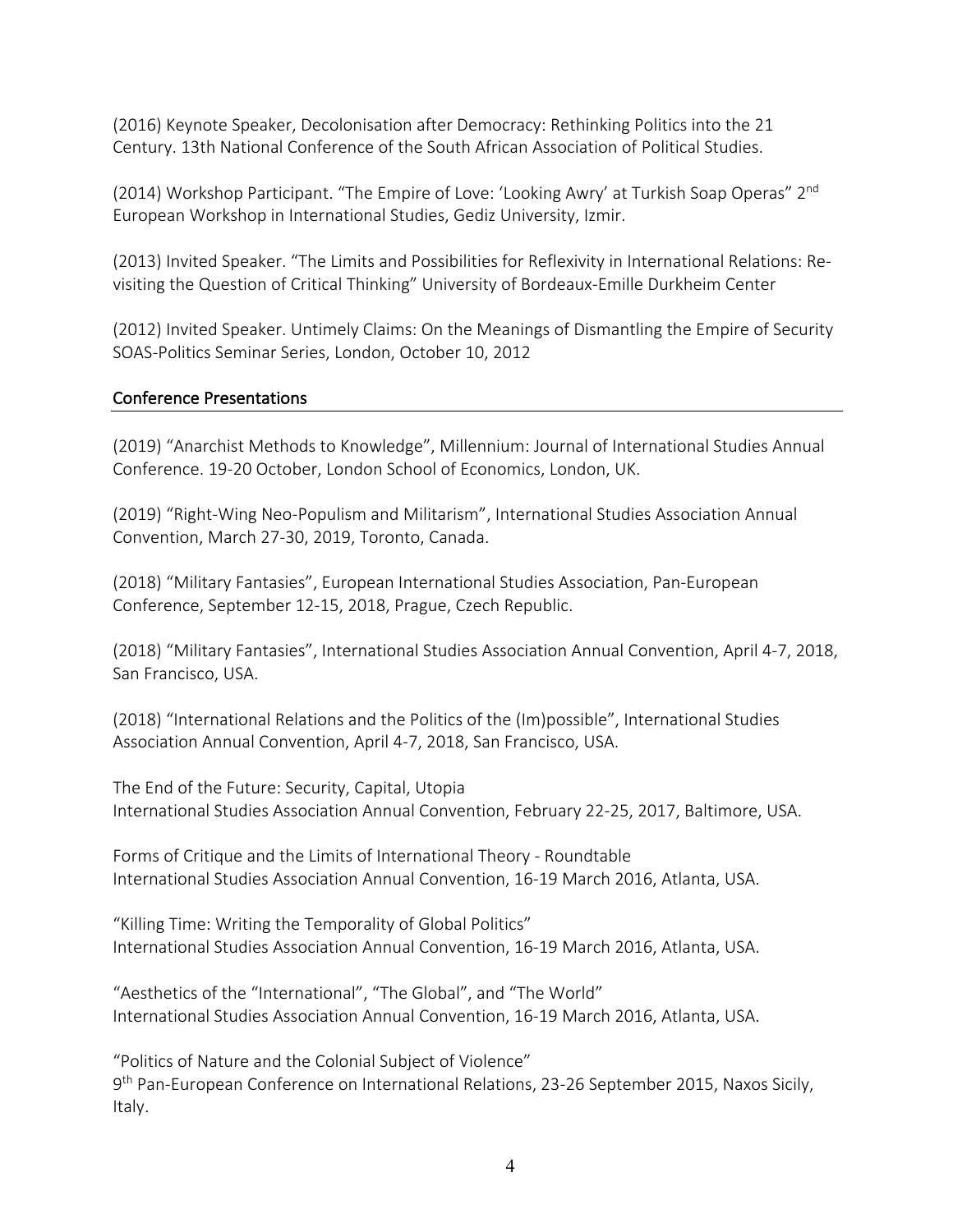(2016) Keynote Speaker, Decolonisation after Democracy: Rethinking Politics into the 21 Century. 13th National Conference of the South African Association of Political Studies.

(2014) Workshop Participant. "The Empire of Love: 'Looking Awry' at Turkish Soap Operas" 2nd European Workshop in International Studies, Gediz University, Izmir.

(2013) Invited Speaker. "The Limits and Possibilities for Reflexivity in International Relations: Re-visiting the Question of Critical Thinking" University of Bordeaux-Emille Durkheim Center

(2012) Invited Speaker. Untimely Claims: On the Meanings of Dismantling the Empire of Security SOAS-Politics Seminar Series, London, October 10, 2012

## Conference Presentations

(2019) "Anarchist Methods to Knowledge", Millennium: Journal of International Studies Annual Conference. 19-20 October, London School of Economics, London, UK.

(2019) "Right-Wing Neo-Populism and Militarism", International Studies Association Annual Convention, March 27-30, 2019, Toronto, Canada.

(2018) "Military Fantasies", European International Studies Association, Pan-European Conference, September 12-15, 2018, Prague, Czech Republic.

(2018) "Military Fantasies", International Studies Association Annual Convention, April 4-7, 2018, San Francisco, USA.

(2018) "International Relations and the Politics of the (Im)possible", International Studies Association Annual Convention, April 4-7, 2018, San Francisco, USA.

The End of the Future: Security, Capital, Utopia
International Studies Association Annual Convention, February 22-25, 2017, Baltimore, USA.

Forms of Critique and the Limits of International Theory - Roundtable
International Studies Association Annual Convention, 16-19 March 2016, Atlanta, USA.

"Killing Time: Writing the Temporality of Global Politics"
International Studies Association Annual Convention, 16-19 March 2016, Atlanta, USA.

"Aesthetics of the "International", "The Global", and "The World"
International Studies Association Annual Convention, 16-19 March 2016, Atlanta, USA.

"Politics of Nature and the Colonial Subject of Violence"
9th Pan-European Conference on International Relations, 23-26 September 2015, Naxos Sicily, Italy.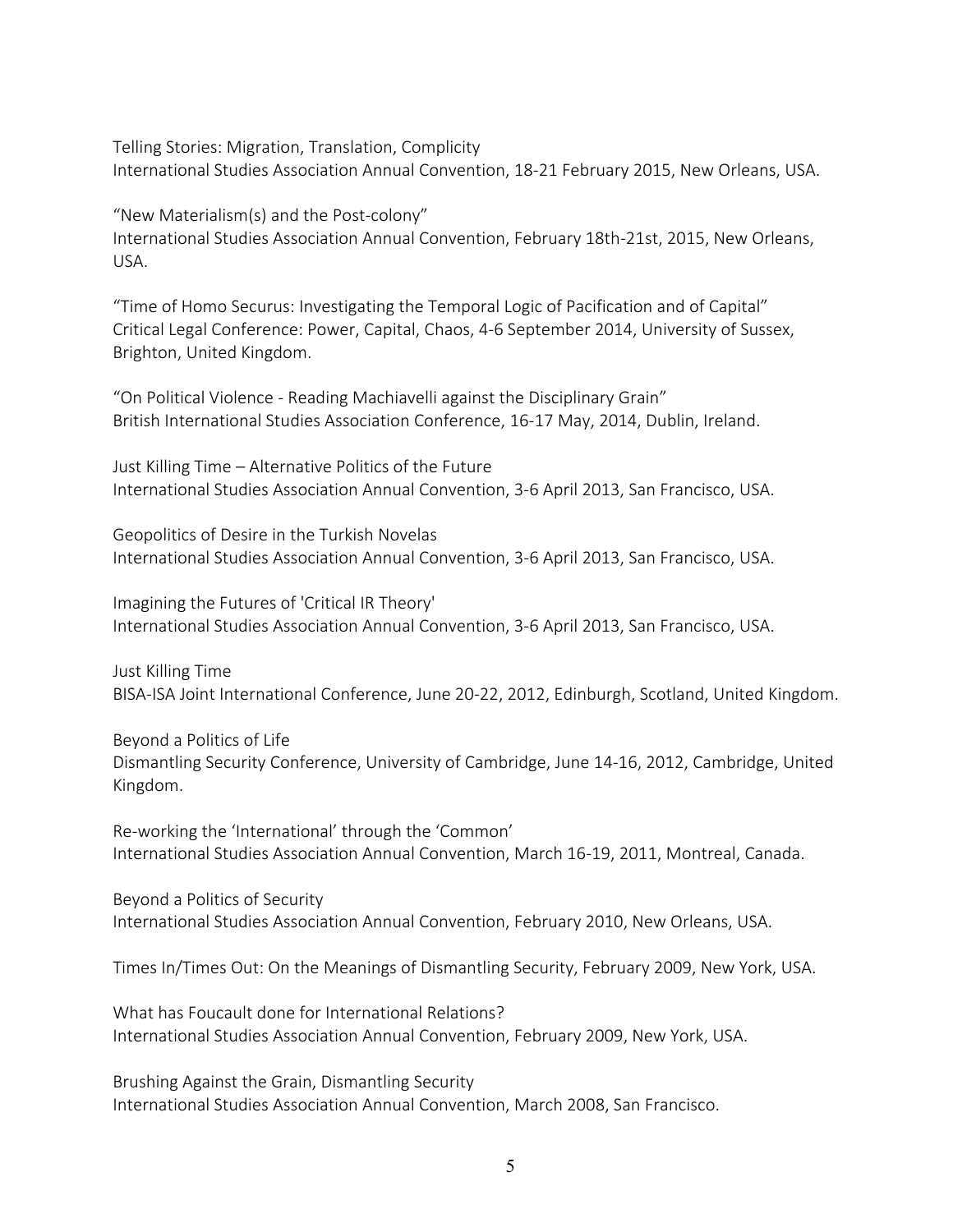Telling Stories: Migration, Translation, Complicity
International Studies Association Annual Convention, 18-21 February 2015, New Orleans, USA.

"New Materialism(s) and the Post-colony"
International Studies Association Annual Convention, February 18th-21st, 2015, New Orleans, USA.

"Time of Homo Securus: Investigating the Temporal Logic of Pacification and of Capital"
Critical Legal Conference: Power, Capital, Chaos, 4-6 September 2014, University of Sussex, Brighton, United Kingdom.

"On Political Violence - Reading Machiavelli against the Disciplinary Grain"
British International Studies Association Conference, 16-17 May, 2014, Dublin, Ireland.

Just Killing Time – Alternative Politics of the Future
International Studies Association Annual Convention, 3-6 April 2013, San Francisco, USA.

Geopolitics of Desire in the Turkish Novelas
International Studies Association Annual Convention, 3-6 April 2013, San Francisco, USA.

Imagining the Futures of 'Critical IR Theory'
International Studies Association Annual Convention, 3-6 April 2013, San Francisco, USA.

Just Killing Time
BISA-ISA Joint International Conference, June 20-22, 2012, Edinburgh, Scotland, United Kingdom.

Beyond a Politics of Life
Dismantling Security Conference, University of Cambridge, June 14-16, 2012, Cambridge, United Kingdom.

Re-working the 'International' through the 'Common'
International Studies Association Annual Convention, March 16-19, 2011, Montreal, Canada.

Beyond a Politics of Security
International Studies Association Annual Convention, February 2010, New Orleans, USA.

Times In/Times Out: On the Meanings of Dismantling Security, February 2009, New York, USA.

What has Foucault done for International Relations?
International Studies Association Annual Convention, February 2009, New York, USA.

Brushing Against the Grain, Dismantling Security
International Studies Association Annual Convention, March 2008, San Francisco.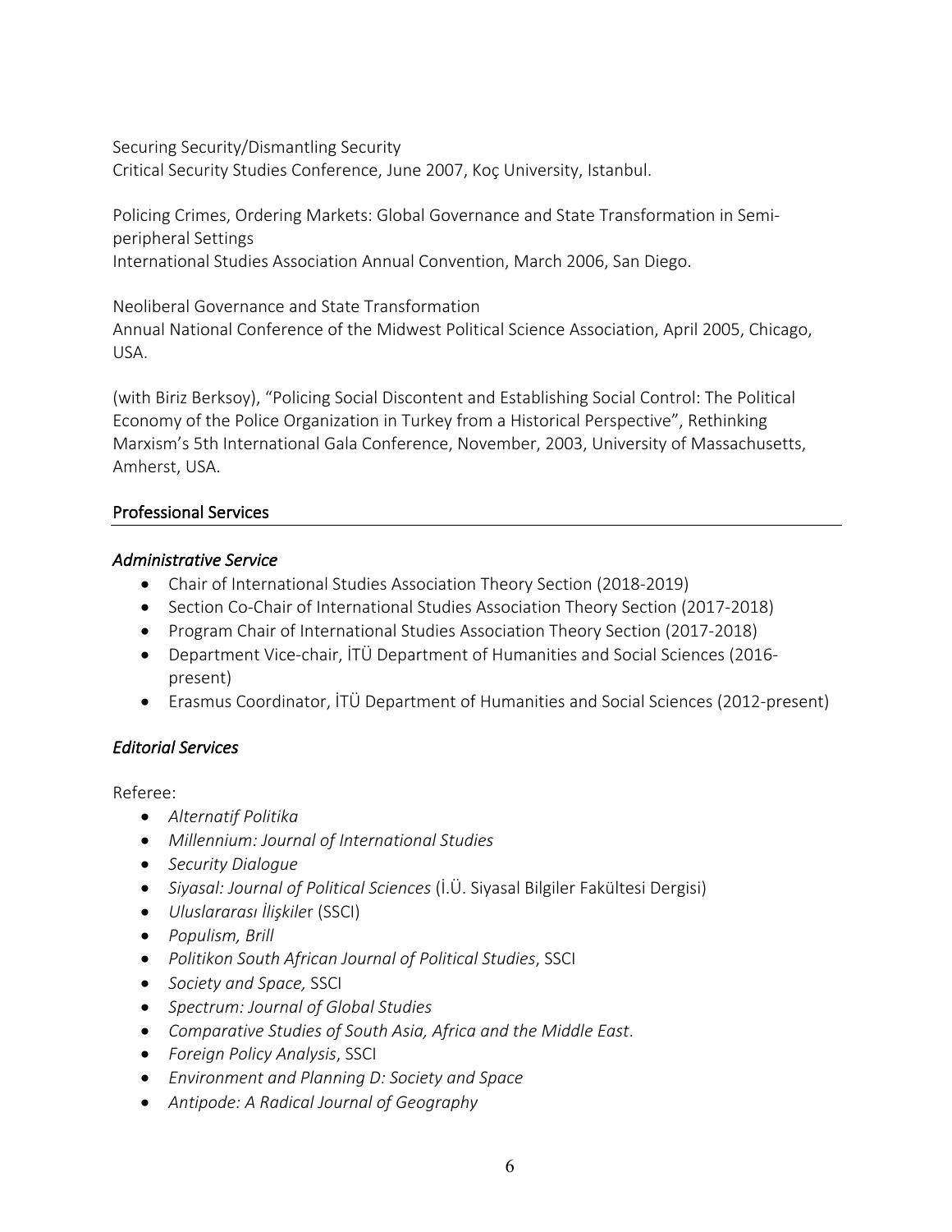Securing Security/Dismantling Security
Critical Security Studies Conference, June 2007, Koç University, Istanbul.

Policing Crimes, Ordering Markets: Global Governance and State Transformation in Semi-peripheral Settings
International Studies Association Annual Convention, March 2006, San Diego.

Neoliberal Governance and State Transformation
Annual National Conference of the Midwest Political Science Association, April 2005, Chicago, USA.

(with Biriz Berksoy), "Policing Social Discontent and Establishing Social Control: The Political Economy of the Police Organization in Turkey from a Historical Perspective", Rethinking Marxism's 5th International Gala Conference, November, 2003, University of Massachusetts, Amherst, USA.

## Professional Services

### *Administrative Service*

- Chair of International Studies Association Theory Section (2018-2019)
- Section Co-Chair of International Studies Association Theory Section (2017-2018)
- Program Chair of International Studies Association Theory Section (2017-2018)
- Department Vice-chair, İTÜ Department of Humanities and Social Sciences (2016-present)
- Erasmus Coordinator, İTÜ Department of Humanities and Social Sciences (2012-present)

### *Editorial Services*

Referee:

- *Alternatif Politika*
- *Millennium: Journal of International Studies*
- *Security Dialogue*
- *Siyasal: Journal of Political Sciences* (İ.Ü. Siyasal Bilgiler Fakültesi Dergisi)
- *Uluslararası İlişkile*r (SSCI)
- *Populism, Brill*
- *Politikon South African Journal of Political Studies*, SSCI
- *Society and Space,* SSCI
- *Spectrum: Journal of Global Studies*
- *Comparative Studies of South Asia, Africa and the Middle East*.
- *Foreign Policy Analysis*, SSCI
- *Environment and Planning D: Society and Space*
- *Antipode: A Radical Journal of Geography*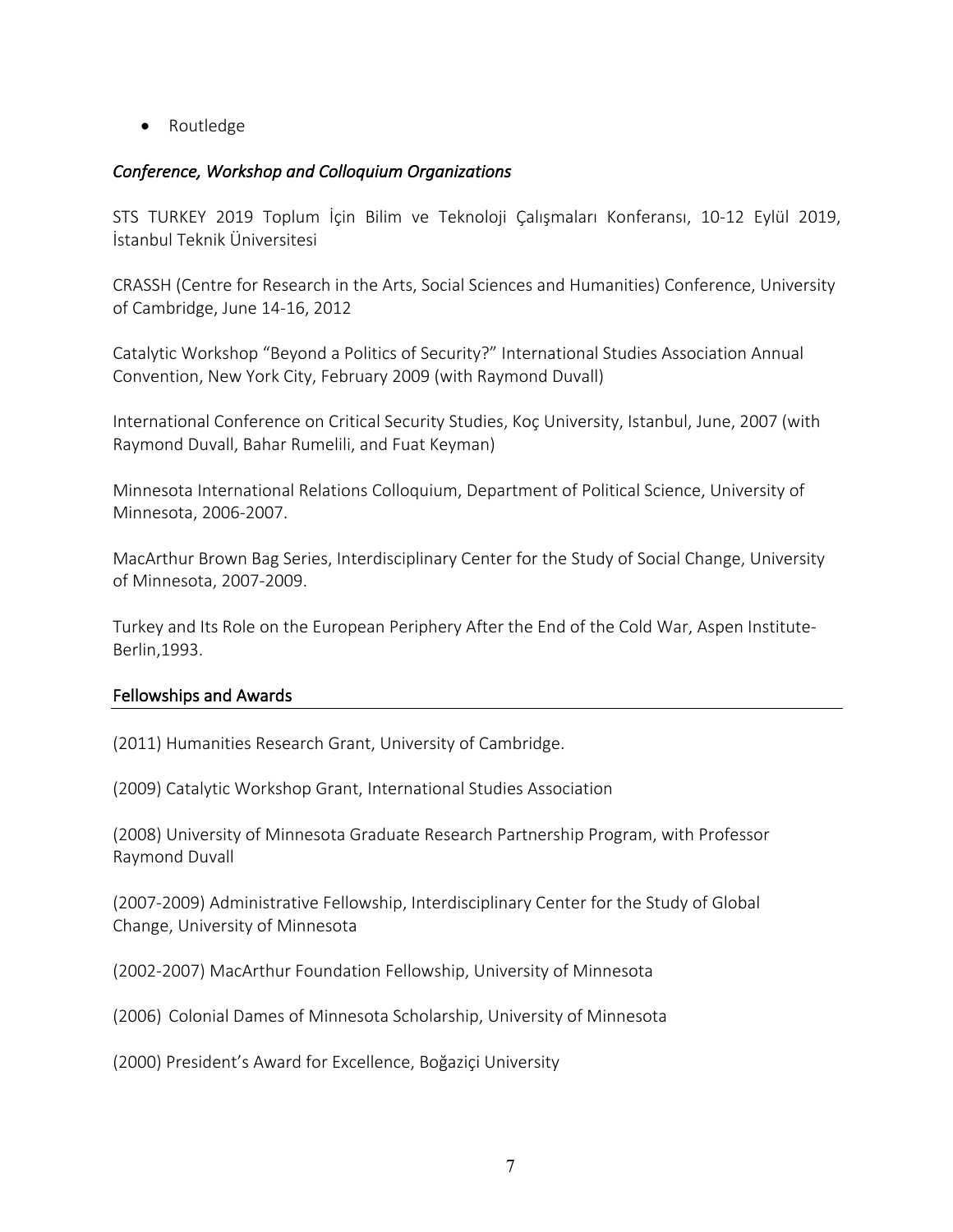- Routledge

### *Conference, Workshop and Colloquium Organizations*

STS TURKEY 2019 Toplum İçin Bilim ve Teknoloji Çalışmaları Konferansı, 10-12 Eylül 2019, İstanbul Teknik Üniversitesi

CRASSH (Centre for Research in the Arts, Social Sciences and Humanities) Conference, University of Cambridge, June 14-16, 2012

Catalytic Workshop "Beyond a Politics of Security?" International Studies Association Annual Convention, New York City, February 2009 (with Raymond Duvall)

International Conference on Critical Security Studies, Koç University, Istanbul, June, 2007 (with Raymond Duvall, Bahar Rumelili, and Fuat Keyman)

Minnesota International Relations Colloquium, Department of Political Science, University of Minnesota, 2006-2007.

MacArthur Brown Bag Series, Interdisciplinary Center for the Study of Social Change, University of Minnesota, 2007-2009.

Turkey and Its Role on the European Periphery After the End of the Cold War, Aspen Institute-Berlin,1993.

## Fellowships and Awards

(2011) Humanities Research Grant, University of Cambridge.

(2009) Catalytic Workshop Grant, International Studies Association

(2008) University of Minnesota Graduate Research Partnership Program, with Professor Raymond Duvall

(2007-2009) Administrative Fellowship, Interdisciplinary Center for the Study of Global Change, University of Minnesota

(2002-2007) MacArthur Foundation Fellowship, University of Minnesota

(2006) Colonial Dames of Minnesota Scholarship, University of Minnesota

(2000) President's Award for Excellence, Boğaziçi University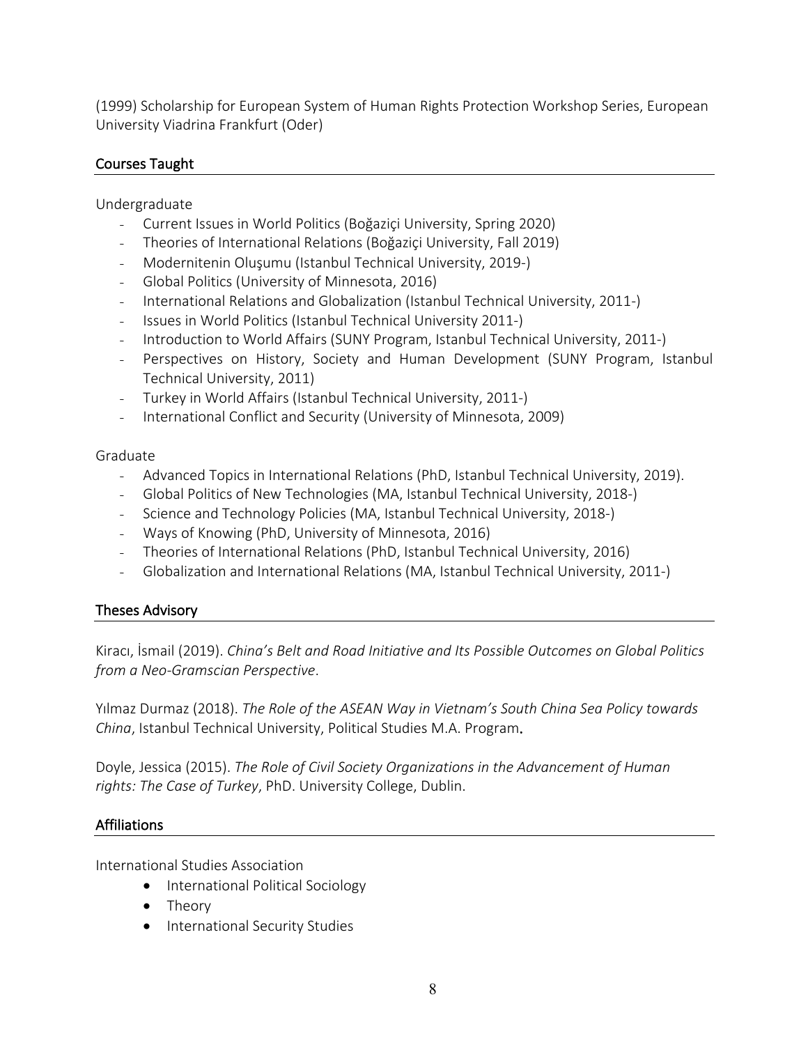(1999) Scholarship for European System of Human Rights Protection Workshop Series, European University Viadrina Frankfurt (Oder)

## Courses Taught

Undergraduate

- Current Issues in World Politics (Boğaziçi University, Spring 2020)
- Theories of International Relations (Boğaziçi University, Fall 2019)
- Modernitenin Oluşumu (Istanbul Technical University, 2019-)
- Global Politics (University of Minnesota, 2016)
- International Relations and Globalization (Istanbul Technical University, 2011-)
- Issues in World Politics (Istanbul Technical University 2011-)
- Introduction to World Affairs (SUNY Program, Istanbul Technical University, 2011-)
- Perspectives on History, Society and Human Development (SUNY Program, Istanbul Technical University, 2011)
- Turkey in World Affairs (Istanbul Technical University, 2011-)
- International Conflict and Security (University of Minnesota, 2009)

Graduate

- Advanced Topics in International Relations (PhD, Istanbul Technical University, 2019).
- Global Politics of New Technologies (MA, Istanbul Technical University, 2018-)
- Science and Technology Policies (MA, Istanbul Technical University, 2018-)
- Ways of Knowing (PhD, University of Minnesota, 2016)
- Theories of International Relations (PhD, Istanbul Technical University, 2016)
- Globalization and International Relations (MA, Istanbul Technical University, 2011-)

## Theses Advisory

Kiracı, İsmail (2019). *China's Belt and Road Initiative and Its Possible Outcomes on Global Politics from a Neo-Gramscian Perspective*.

Yılmaz Durmaz (2018). *The Role of the ASEAN Way in Vietnam's South China Sea Policy towards China*, Istanbul Technical University, Political Studies M.A. Program.

Doyle, Jessica (2015). *The Role of Civil Society Organizations in the Advancement of Human rights: The Case of Turkey*, PhD. University College, Dublin.

## Affiliations

International Studies Association

- International Political Sociology
- Theory
- International Security Studies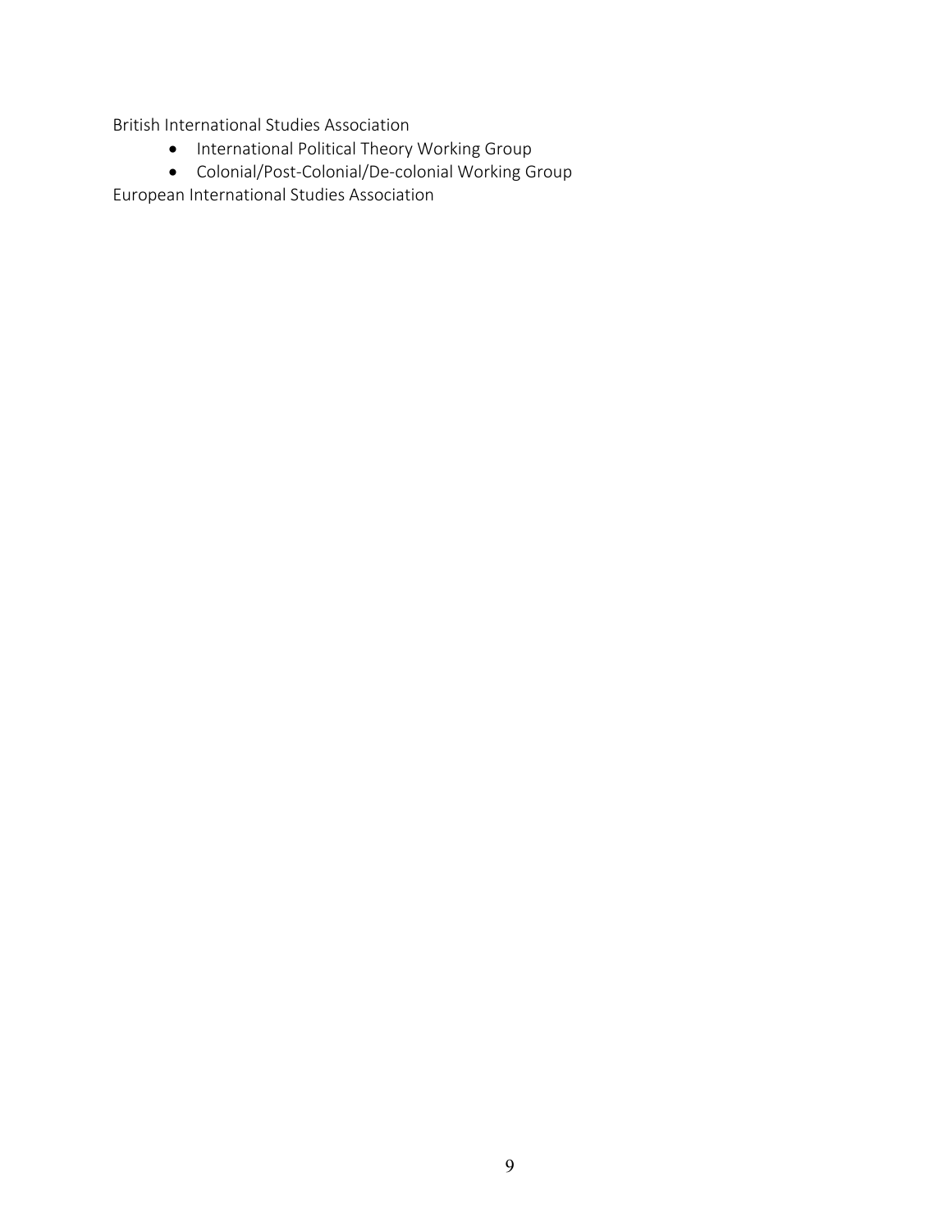British International Studies Association

- International Political Theory Working Group
- Colonial/Post-Colonial/De-colonial Working Group

European International Studies Association